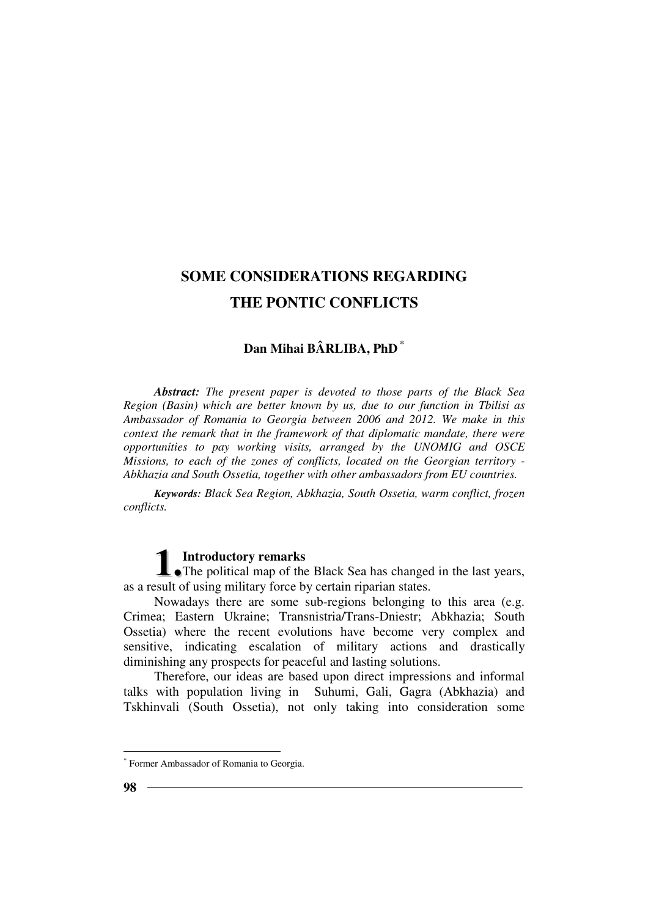# SOME CONSIDERATIONS REGARDING THE PONTIC CONFLICTS

**Dan Mihai BÂRLIBA, PhD** [*]

***Abstract:*** *The present paper is devoted to those parts of the Black Sea Region (Basin) which are better known by us, due to our function in Tbilisi as Ambassador of Romania to Georgia between 2006 and 2012. We make in this context the remark that in the framework of that diplomatic mandate, there were opportunities to pay working visits, arranged by the UNOMIG and OSCE Missions, to each of the zones of conflicts, located on the Georgian territory - Abkhazia and South Ossetia, together with other ambassadors from EU countries.*

***Keywords:*** *Black Sea Region, Abkhazia, South Ossetia, warm conflict, frozen conflicts.*

## 1. Introductory remarks

The political map of the Black Sea has changed in the last years, as a result of using military force by certain riparian states.

Nowadays there are some sub-regions belonging to this area (e.g. Crimea; Eastern Ukraine; Transnistria/Trans-Dniestr; Abkhazia; South Ossetia) where the recent evolutions have become very complex and sensitive, indicating escalation of military actions and drastically diminishing any prospects for peaceful and lasting solutions.

Therefore, our ideas are based upon direct impressions and informal talks with population living in Suhumi, Gali, Gagra (Abkhazia) and Tskhinvali (South Ossetia), not only taking into consideration some

[*] Former Ambassador of Romania to Georgia.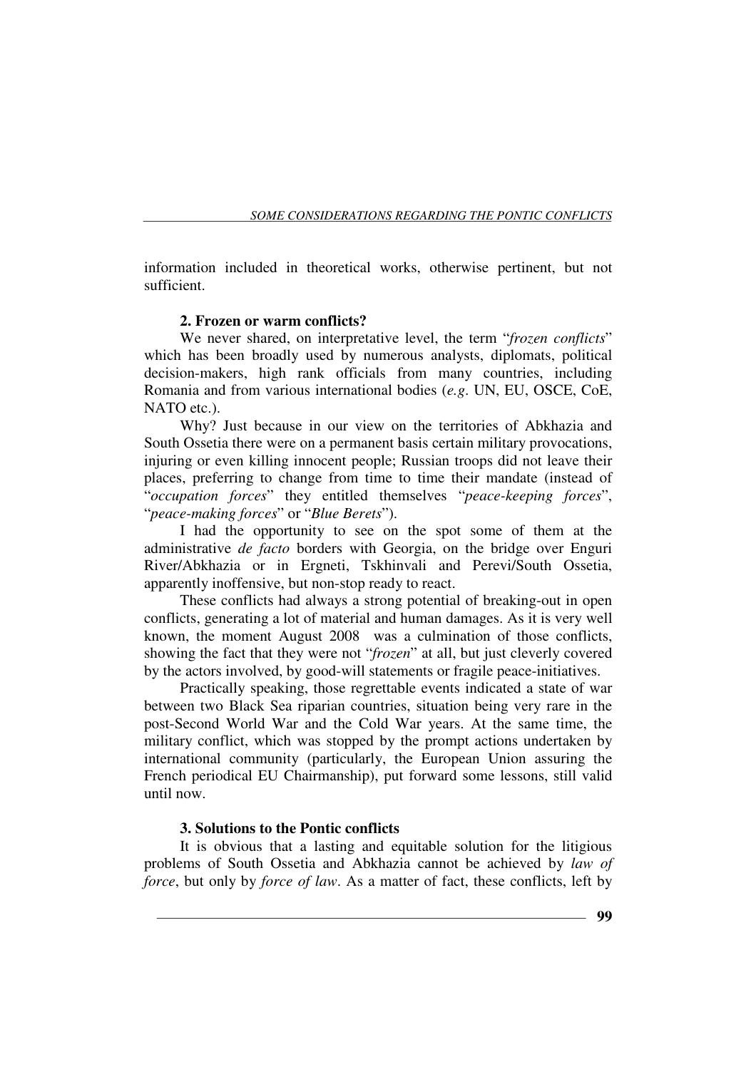information included in theoretical works, otherwise pertinent, but not sufficient.

### 2. Frozen or warm conflicts?

We never shared, on interpretative level, the term "*frozen conflicts*" which has been broadly used by numerous analysts, diplomats, political decision-makers, high rank officials from many countries, including Romania and from various international bodies (*e.g*. UN, EU, OSCE, CoE, NATO etc.).

Why? Just because in our view on the territories of Abkhazia and South Ossetia there were on a permanent basis certain military provocations, injuring or even killing innocent people; Russian troops did not leave their places, preferring to change from time to time their mandate (instead of "*occupation forces*" they entitled themselves "*peace-keeping forces*", "*peace-making forces*" or "*Blue Berets*").

I had the opportunity to see on the spot some of them at the administrative *de facto* borders with Georgia, on the bridge over Enguri River/Abkhazia or in Ergneti, Tskhinvali and Perevi/South Ossetia, apparently inoffensive, but non-stop ready to react.

These conflicts had always a strong potential of breaking-out in open conflicts, generating a lot of material and human damages. As it is very well known, the moment August 2008 was a culmination of those conflicts, showing the fact that they were not "*frozen*" at all, but just cleverly covered by the actors involved, by good-will statements or fragile peace-initiatives.

Practically speaking, those regrettable events indicated a state of war between two Black Sea riparian countries, situation being very rare in the post-Second World War and the Cold War years. At the same time, the military conflict, which was stopped by the prompt actions undertaken by international community (particularly, the European Union assuring the French periodical EU Chairmanship), put forward some lessons, still valid until now.

### 3. Solutions to the Pontic conflicts

It is obvious that a lasting and equitable solution for the litigious problems of South Ossetia and Abkhazia cannot be achieved by *law of force*, but only by *force of law*. As a matter of fact, these conflicts, left by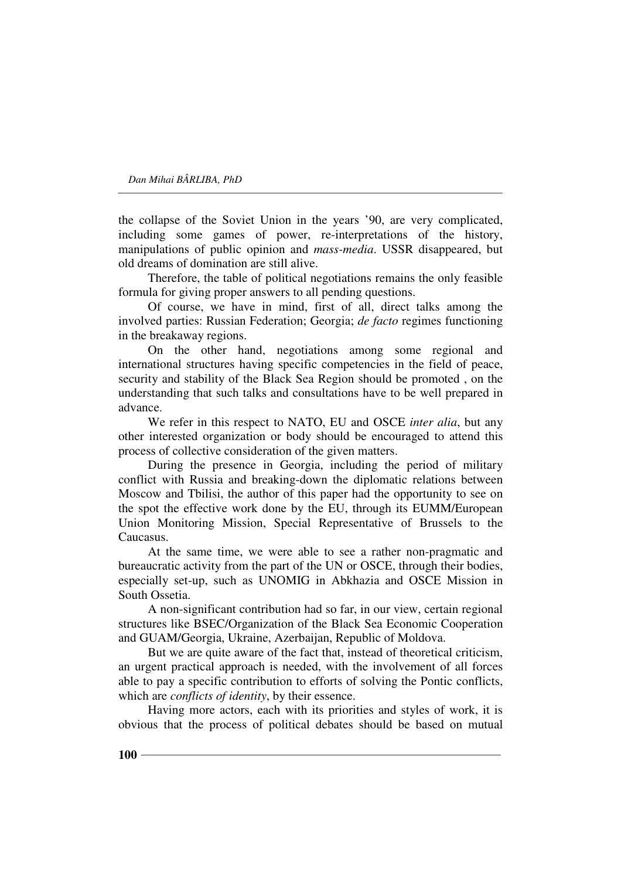the collapse of the Soviet Union in the years '90, are very complicated, including some games of power, re-interpretations of the history, manipulations of public opinion and *mass-media*. USSR disappeared, but old dreams of domination are still alive.

Therefore, the table of political negotiations remains the only feasible formula for giving proper answers to all pending questions.

Of course, we have in mind, first of all, direct talks among the involved parties: Russian Federation; Georgia; *de facto* regimes functioning in the breakaway regions.

On the other hand, negotiations among some regional and international structures having specific competencies in the field of peace, security and stability of the Black Sea Region should be promoted , on the understanding that such talks and consultations have to be well prepared in advance.

We refer in this respect to NATO, EU and OSCE *inter alia*, but any other interested organization or body should be encouraged to attend this process of collective consideration of the given matters.

During the presence in Georgia, including the period of military conflict with Russia and breaking-down the diplomatic relations between Moscow and Tbilisi, the author of this paper had the opportunity to see on the spot the effective work done by the EU, through its EUMM/European Union Monitoring Mission, Special Representative of Brussels to the Caucasus.

At the same time, we were able to see a rather non-pragmatic and bureaucratic activity from the part of the UN or OSCE, through their bodies, especially set-up, such as UNOMIG in Abkhazia and OSCE Mission in South Ossetia.

A non-significant contribution had so far, in our view, certain regional structures like BSEC/Organization of the Black Sea Economic Cooperation and GUAM/Georgia, Ukraine, Azerbaijan, Republic of Moldova.

But we are quite aware of the fact that, instead of theoretical criticism, an urgent practical approach is needed, with the involvement of all forces able to pay a specific contribution to efforts of solving the Pontic conflicts, which are *conflicts of identity*, by their essence.

Having more actors, each with its priorities and styles of work, it is obvious that the process of political debates should be based on mutual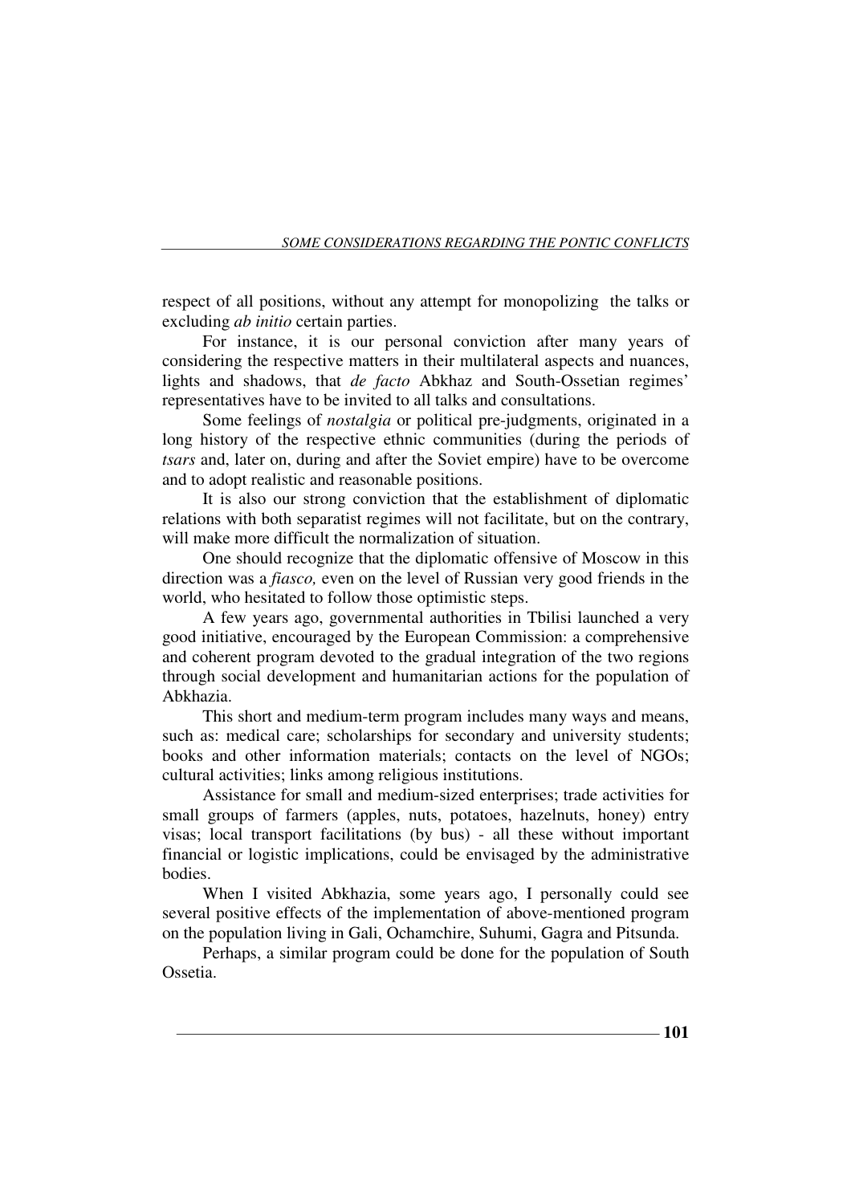respect of all positions, without any attempt for monopolizing the talks or excluding *ab initio* certain parties.

For instance, it is our personal conviction after many years of considering the respective matters in their multilateral aspects and nuances, lights and shadows, that *de facto* Abkhaz and South-Ossetian regimes' representatives have to be invited to all talks and consultations.

Some feelings of *nostalgia* or political pre-judgments, originated in a long history of the respective ethnic communities (during the periods of *tsars* and, later on, during and after the Soviet empire) have to be overcome and to adopt realistic and reasonable positions.

It is also our strong conviction that the establishment of diplomatic relations with both separatist regimes will not facilitate, but on the contrary, will make more difficult the normalization of situation.

One should recognize that the diplomatic offensive of Moscow in this direction was a *fiasco,* even on the level of Russian very good friends in the world, who hesitated to follow those optimistic steps.

A few years ago, governmental authorities in Tbilisi launched a very good initiative, encouraged by the European Commission: a comprehensive and coherent program devoted to the gradual integration of the two regions through social development and humanitarian actions for the population of Abkhazia.

This short and medium-term program includes many ways and means, such as: medical care; scholarships for secondary and university students; books and other information materials; contacts on the level of NGOs; cultural activities; links among religious institutions.

Assistance for small and medium-sized enterprises; trade activities for small groups of farmers (apples, nuts, potatoes, hazelnuts, honey) entry visas; local transport facilitations (by bus) - all these without important financial or logistic implications, could be envisaged by the administrative bodies.

When I visited Abkhazia, some years ago, I personally could see several positive effects of the implementation of above-mentioned program on the population living in Gali, Ochamchire, Suhumi, Gagra and Pitsunda.

Perhaps, a similar program could be done for the population of South Ossetia.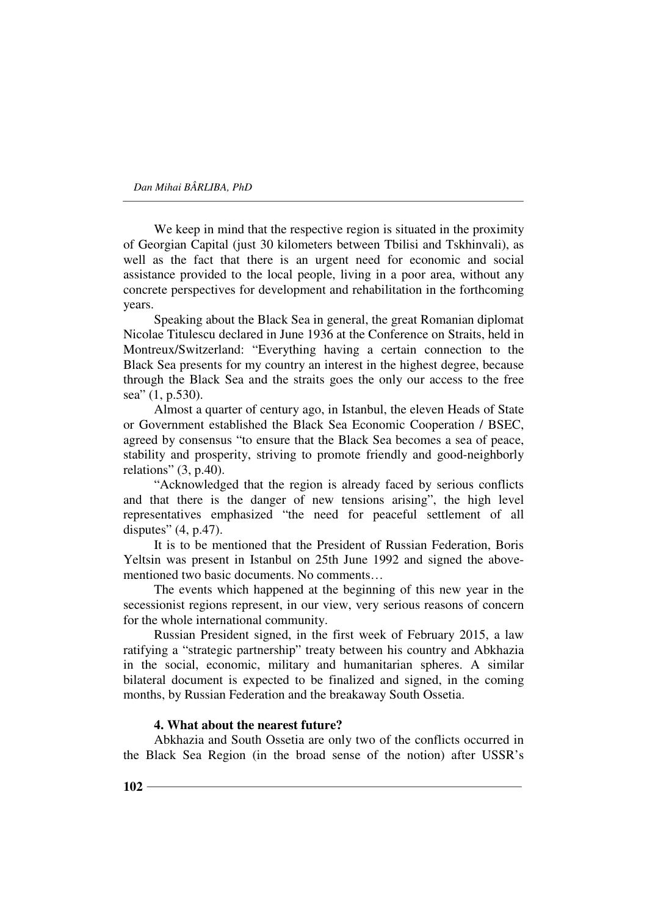We keep in mind that the respective region is situated in the proximity of Georgian Capital (just 30 kilometers between Tbilisi and Tskhinvali), as well as the fact that there is an urgent need for economic and social assistance provided to the local people, living in a poor area, without any concrete perspectives for development and rehabilitation in the forthcoming years.

Speaking about the Black Sea in general, the great Romanian diplomat Nicolae Titulescu declared in June 1936 at the Conference on Straits, held in Montreux/Switzerland: "Everything having a certain connection to the Black Sea presents for my country an interest in the highest degree, because through the Black Sea and the straits goes the only our access to the free sea" (1, p.530).

Almost a quarter of century ago, in Istanbul, the eleven Heads of State or Government established the Black Sea Economic Cooperation / BSEC, agreed by consensus "to ensure that the Black Sea becomes a sea of peace, stability and prosperity, striving to promote friendly and good-neighborly relations" (3, p.40).

"Acknowledged that the region is already faced by serious conflicts and that there is the danger of new tensions arising", the high level representatives emphasized "the need for peaceful settlement of all disputes" (4, p.47).

It is to be mentioned that the President of Russian Federation, Boris Yeltsin was present in Istanbul on 25th June 1992 and signed the above-mentioned two basic documents. No comments…

The events which happened at the beginning of this new year in the secessionist regions represent, in our view, very serious reasons of concern for the whole international community.

Russian President signed, in the first week of February 2015, a law ratifying a "strategic partnership" treaty between his country and Abkhazia in the social, economic, military and humanitarian spheres. A similar bilateral document is expected to be finalized and signed, in the coming months, by Russian Federation and the breakaway South Ossetia.

#### 4. What about the nearest future?

Abkhazia and South Ossetia are only two of the conflicts occurred in the Black Sea Region (in the broad sense of the notion) after USSR's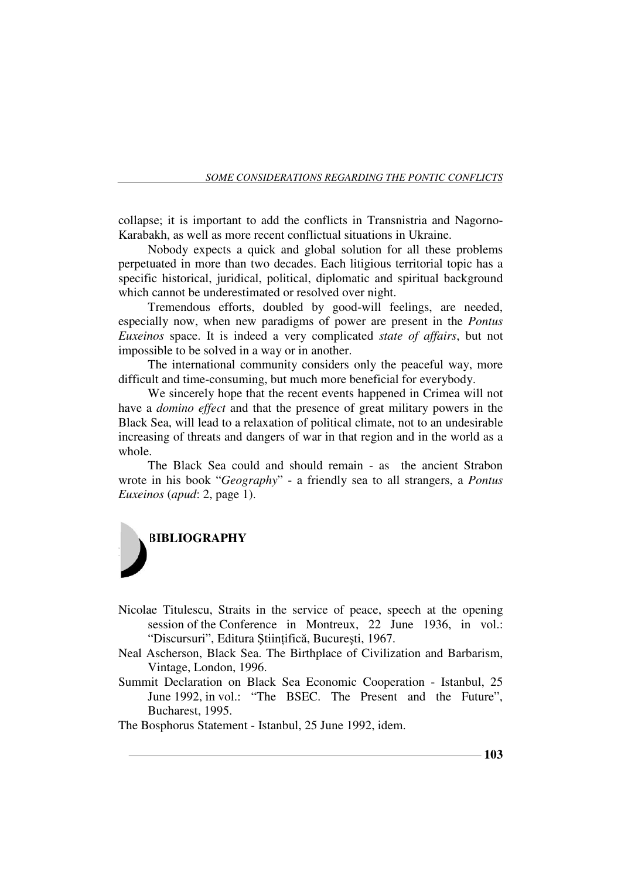collapse; it is important to add the conflicts in Transnistria and Nagorno-Karabakh, as well as more recent conflictual situations in Ukraine.

Nobody expects a quick and global solution for all these problems perpetuated in more than two decades. Each litigious territorial topic has a specific historical, juridical, political, diplomatic and spiritual background which cannot be underestimated or resolved over night.

Tremendous efforts, doubled by good-will feelings, are needed, especially now, when new paradigms of power are present in the *Pontus Euxeinos* space. It is indeed a very complicated *state of affairs*, but not impossible to be solved in a way or in another.

The international community considers only the peaceful way, more difficult and time-consuming, but much more beneficial for everybody.

We sincerely hope that the recent events happened in Crimea will not have a *domino effect* and that the presence of great military powers in the Black Sea, will lead to a relaxation of political climate, not to an undesirable increasing of threats and dangers of war in that region and in the world as a whole.

The Black Sea could and should remain - as the ancient Strabon wrote in his book "*Geography*" - a friendly sea to all strangers, a *Pontus Euxeinos* (*apud*: 2, page 1).

## BIBLIOGRAPHY

Nicolae Titulescu, Straits in the service of peace, speech at the opening session of the Conference in Montreux, 22 June 1936, in vol.: "Discursuri", Editura Ştiinţifică, Bucureşti, 1967.

Neal Ascherson, Black Sea. The Birthplace of Civilization and Barbarism, Vintage, London, 1996.

Summit Declaration on Black Sea Economic Cooperation - Istanbul, 25 June 1992, in vol.: "The BSEC. The Present and the Future", Bucharest, 1995.

The Bosphorus Statement - Istanbul, 25 June 1992, idem.